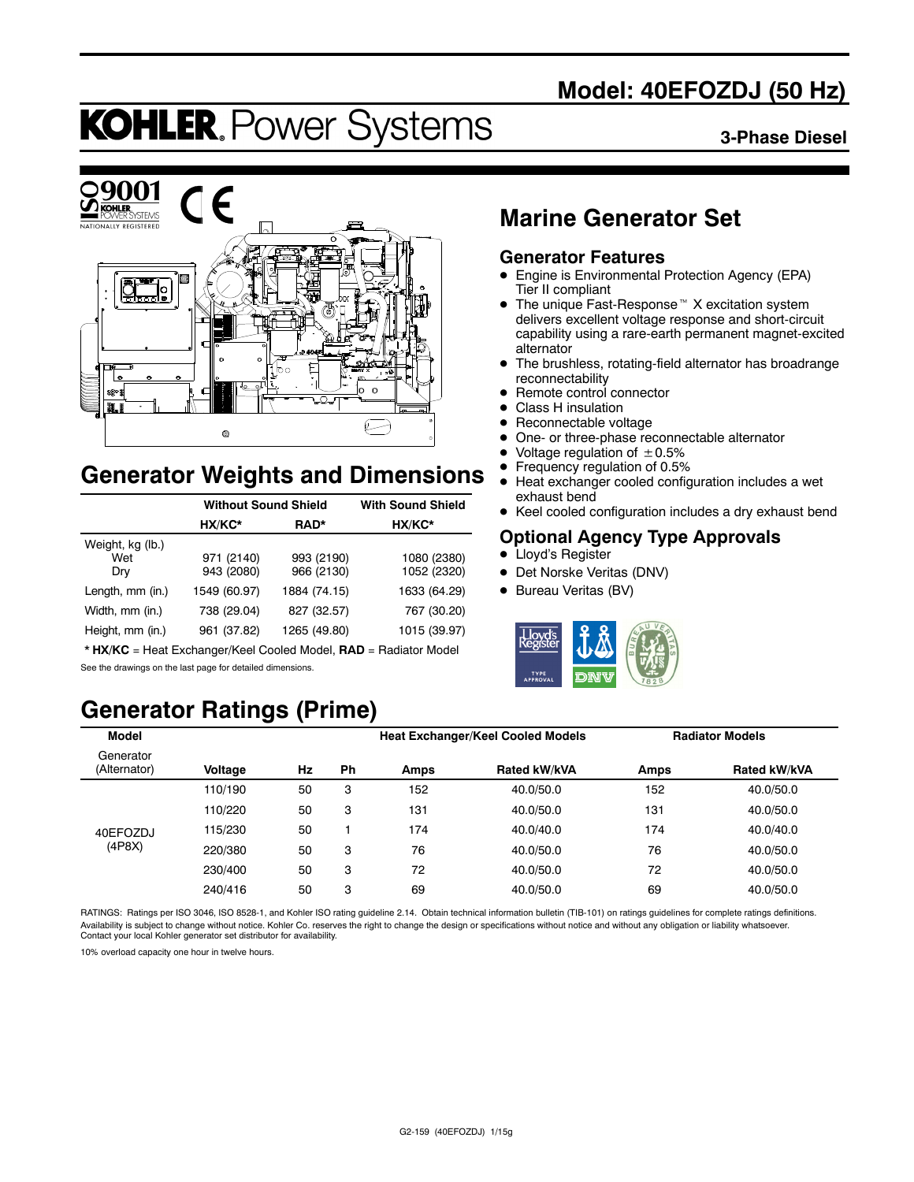# Model: 40EFOZDJ (50 Hz)

# KOHLER. Power Systems

**3-Phase Diesel**

## Marine Generator Set

### Generator Features

- Engine is Environmental Protection Agency (EPA) Tier II compliant
- The unique Fast-Response™ X excitation system delivers excellent voltage response and short-circuit capability using a rare-earth permanent magnet-excited alternator
- The brushless, rotating-field alternator has broadrange reconnectability
- Remote control connector
- Class H insulation
- Reconnectable voltage
- One- or three-phase reconnectable alternator
- Voltage regulation of ±0.5%
- Frequency regulation of 0.5%
- Heat exchanger cooled configuration includes a wet exhaust bend
- Keel cooled configuration includes a dry exhaust bend

### Optional Agency Type Approvals

- Lloyd's Register
- Det Norske Veritas (DNV)
- Bureau Veritas (BV)

## Generator Weights and Dimensions

| | Without Sound Shield | | With Sound Shield |
|---|---|---|---|
| | HX/KC* | RAD* | HX/KC* |
| Weight, kg (lb.) | | | |
| Wet | 971 (2140) | 993 (2190) | 1080 (2380) |
| Dry | 943 (2080) | 966 (2130) | 1052 (2320) |
| Length, mm (in.) | 1549 (60.97) | 1884 (74.15) | 1633 (64.29) |
| Width, mm (in.) | 738 (29.04) | 827 (32.57) | 767 (30.20) |
| Height, mm (in.) | 961 (37.82) | 1265 (49.80) | 1015 (39.97) |

* **HX/KC** = Heat Exchanger/Keel Cooled Model, **RAD** = Radiator Model

See the drawings on the last page for detailed dimensions.

## Generator Ratings (Prime)

| Model | | | | Heat Exchanger/Keel Cooled Models | | Radiator Models | |
|---|---|---|---|---|---|---|---|
| Generator (Alternator) | Voltage | Hz | Ph | Amps | Rated kW/kVA | Amps | Rated kW/kVA |
| 40EFOZDJ (4P8X) | 110/190 | 50 | 3 | 152 | 40.0/50.0 | 152 | 40.0/50.0 |
| | 110/220 | 50 | 3 | 131 | 40.0/50.0 | 131 | 40.0/50.0 |
| | 115/230 | 50 | 1 | 174 | 40.0/40.0 | 174 | 40.0/40.0 |
| | 220/380 | 50 | 3 | 76 | 40.0/50.0 | 76 | 40.0/50.0 |
| | 230/400 | 50 | 3 | 72 | 40.0/50.0 | 72 | 40.0/50.0 |
| | 240/416 | 50 | 3 | 69 | 40.0/50.0 | 69 | 40.0/50.0 |

RATINGS: Ratings per ISO 3046, ISO 8528-1, and Kohler ISO rating guideline 2.14. Obtain technical information bulletin (TIB-101) on ratings guidelines for complete ratings definitions. Availability is subject to change without notice. Kohler Co. reserves the right to change the design or specifications without notice and without any obligation or liability whatsoever. Contact your local Kohler generator set distributor for availability.

10% overload capacity one hour in twelve hours.

G2-159 (40EFOZDJ) 1/15g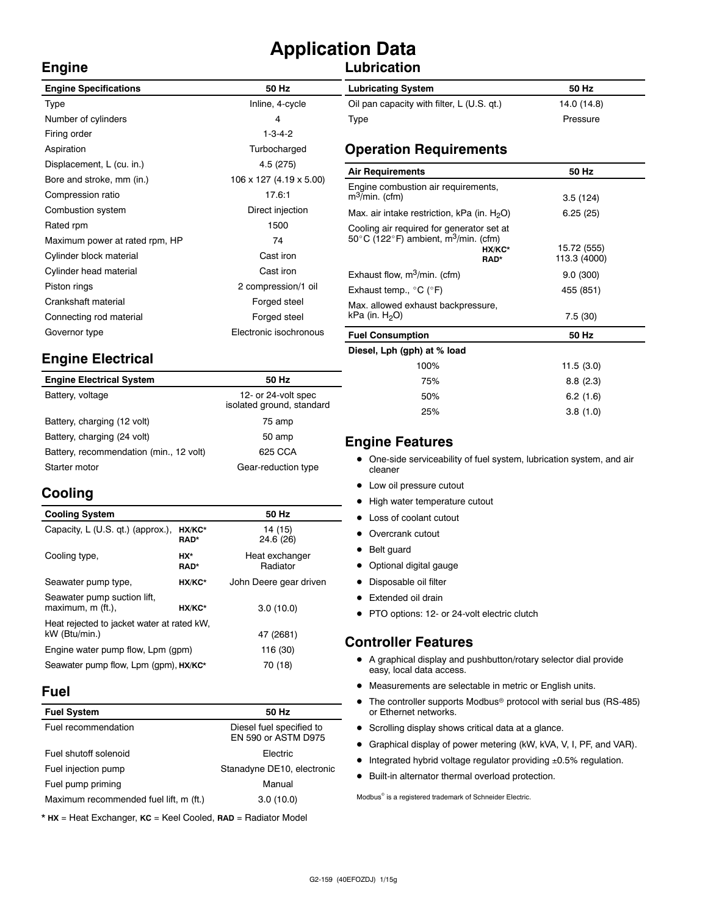# Application Data

## Engine

| Engine Specifications | 50 Hz |
|---|---|
| Type | Inline, 4-cycle |
| Number of cylinders | 4 |
| Firing order | 1-3-4-2 |
| Aspiration | Turbocharged |
| Displacement, L (cu. in.) | 4.5 (275) |
| Bore and stroke, mm (in.) | 106 x 127 (4.19 x 5.00) |
| Compression ratio | 17.6:1 |
| Combustion system | Direct injection |
| Rated rpm | 1500 |
| Maximum power at rated rpm, HP | 74 |
| Cylinder block material | Cast iron |
| Cylinder head material | Cast iron |
| Piston rings | 2 compression/1 oil |
| Crankshaft material | Forged steel |
| Connecting rod material | Forged steel |
| Governor type | Electronic isochronous |

## Engine Electrical

| Engine Electrical System | 50 Hz |
|---|---|
| Battery, voltage | 12- or 24-volt spec isolated ground, standard |
| Battery, charging (12 volt) | 75 amp |
| Battery, charging (24 volt) | 50 amp |
| Battery, recommendation (min., 12 volt) | 625 CCA |
| Starter motor | Gear-reduction type |

## Cooling

| Cooling System | | 50 Hz |
|---|---|---|
| Capacity, L (U.S. qt.) (approx.), | HX/KC* | 14 (15) |
| | RAD* | 24.6 (26) |
| Cooling type, | HX* | Heat exchanger |
| | RAD* | Radiator |
| Seawater pump type, | HX/KC* | John Deere gear driven |
| Seawater pump suction lift, maximum, m (ft.), | HX/KC* | 3.0 (10.0) |
| Heat rejected to jacket water at rated kW, kW (Btu/min.) | | 47 (2681) |
| Engine water pump flow, Lpm (gpm) | | 116 (30) |
| Seawater pump flow, Lpm (gpm), | HX/KC* | 70 (18) |

## Fuel

| Fuel System | 50 Hz |
|---|---|
| Fuel recommendation | Diesel fuel specified to EN 590 or ASTM D975 |
| Fuel shutoff solenoid | Electric |
| Fuel injection pump | Stanadyne DE10, electronic |
| Fuel pump priming | Manual |
| Maximum recommended fuel lift, m (ft.) | 3.0 (10.0) |

\* **HX** = Heat Exchanger, **KC** = Keel Cooled, **RAD** = Radiator Model

## Lubrication

| Lubricating System | 50 Hz |
|---|---|
| Oil pan capacity with filter, L (U.S. qt.) | 14.0 (14.8) |
| Type | Pressure |

## Operation Requirements

| Air Requirements | | 50 Hz |
|---|---|---|
| Engine combustion air requirements, $m^3$/min. (cfm) | | 3.5 (124) |
| Max. air intake restriction, kPa (in. $H_2O$) | | 6.25 (25) |
| Cooling air required for generator set at 50°C (122°F) ambient, $m^3$/min. (cfm) | HX/KC* | 15.72 (555) |
| | RAD* | 113.3 (4000) |
| Exhaust flow, $m^3$/min. (cfm) | | 9.0 (300) |
| Exhaust temp., °C (°F) | | 455 (851) |
| Max. allowed exhaust backpressure, kPa (in. $H_2O$) | | 7.5 (30) |

| Fuel Consumption | 50 Hz |
|---|---|
| **Diesel, Lph (gph) at % load** | |
| 100% | 11.5 (3.0) |
| 75% | 8.8 (2.3) |
| 50% | 6.2 (1.6) |
| 25% | 3.8 (1.0) |

## Engine Features

- One-side serviceability of fuel system, lubrication system, and air cleaner
- Low oil pressure cutout
- High water temperature cutout
- Loss of coolant cutout
- Overcrank cutout
- Belt guard
- Optional digital gauge
- Disposable oil filter
- Extended oil drain
- PTO options: 12- or 24-volt electric clutch

## Controller Features

- A graphical display and pushbutton/rotary selector dial provide easy, local data access.
- Measurements are selectable in metric or English units.
- The controller supports Modbus® protocol with serial bus (RS-485) or Ethernet networks.
- Scrolling display shows critical data at a glance.
- Graphical display of power metering (kW, kVA, V, I, PF, and VAR).
- Integrated hybrid voltage regulator providing ±0.5% regulation.
- Built-in alternator thermal overload protection.

Modbus® is a registered trademark of Schneider Electric.

G2-159 (40EFOZDJ) 1/15g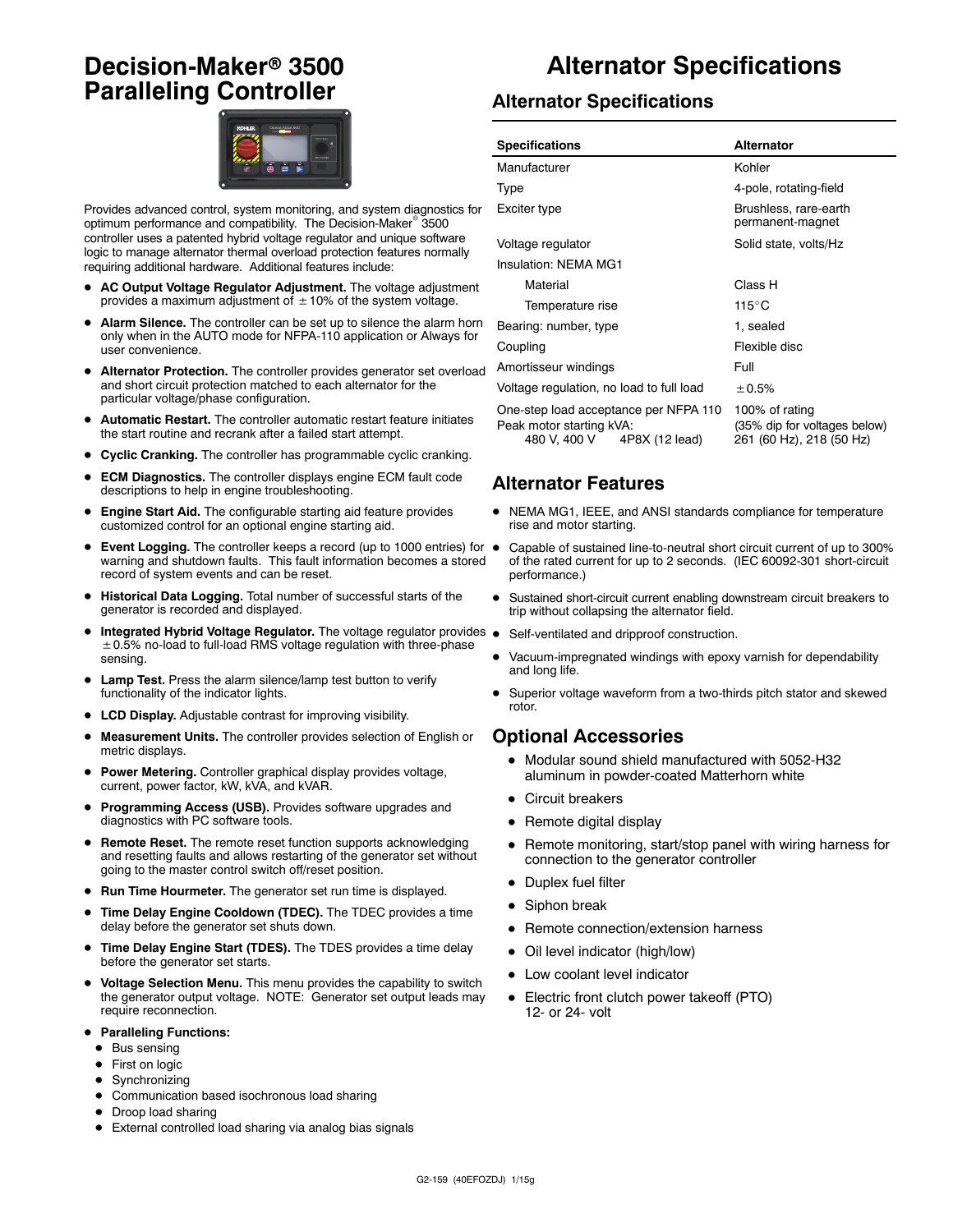# Decision-Maker® 3500 Paralleling Controller

Provides advanced control, system monitoring, and system diagnostics for optimum performance and compatibility. The Decision-Maker® 3500 controller uses a patented hybrid voltage regulator and unique software logic to manage alternator thermal overload protection features normally requiring additional hardware. Additional features include:

- **AC Output Voltage Regulator Adjustment.** The voltage adjustment provides a maximum adjustment of ±10% of the system voltage.
- **Alarm Silence.** The controller can be set up to silence the alarm horn only when in the AUTO mode for NFPA-110 application or Always for user convenience.
- **Alternator Protection.** The controller provides generator set overload and short circuit protection matched to each alternator for the particular voltage/phase configuration.
- **Automatic Restart.** The controller automatic restart feature initiates the start routine and recrank after a failed start attempt.
- **Cyclic Cranking.** The controller has programmable cyclic cranking.
- **ECM Diagnostics.** The controller displays engine ECM fault code descriptions to help in engine troubleshooting.
- **Engine Start Aid.** The configurable starting aid feature provides customized control for an optional engine starting aid.
- **Event Logging.** The controller keeps a record (up to 1000 entries) for warning and shutdown faults. This fault information becomes a stored record of system events and can be reset.
- **Historical Data Logging.** Total number of successful starts of the generator is recorded and displayed.
- **Integrated Hybrid Voltage Regulator.** The voltage regulator provides ±0.5% no-load to full-load RMS voltage regulation with three-phase sensing.
- **Lamp Test.** Press the alarm silence/lamp test button to verify functionality of the indicator lights.
- **LCD Display.** Adjustable contrast for improving visibility.
- **Measurement Units.** The controller provides selection of English or metric displays.
- **Power Metering.** Controller graphical display provides voltage, current, power factor, kW, kVA, and kVAR.
- **Programming Access (USB).** Provides software upgrades and diagnostics with PC software tools.
- **Remote Reset.** The remote reset function supports acknowledging and resetting faults and allows restarting of the generator set without going to the master control switch off/reset position.
- **Run Time Hourmeter.** The generator set run time is displayed.
- **Time Delay Engine Cooldown (TDEC).** The TDEC provides a time delay before the generator set shuts down.
- **Time Delay Engine Start (TDES).** The TDES provides a time delay before the generator set starts.
- **Voltage Selection Menu.** This menu provides the capability to switch the generator output voltage. NOTE: Generator set output leads may require reconnection.
- **Paralleling Functions:**
  - Bus sensing
  - First on logic
  - Synchronizing
  - Communication based isochronous load sharing
  - Droop load sharing
  - External controlled load sharing via analog bias signals

# Alternator Specifications

## Alternator Specifications

| Specifications | Alternator |
|---|---|
| Manufacturer | Kohler |
| Type | 4-pole, rotating-field |
| Exciter type | Brushless, rare-earth permanent-magnet |
| Voltage regulator | Solid state, volts/Hz |
| Insulation: NEMA MG1 | |
| Material | Class H |
| Temperature rise | 115°C |
| Bearing: number, type | 1, sealed |
| Coupling | Flexible disc |
| Amortisseur windings | Full |
| Voltage regulation, no load to full load | ±0.5% |
| One-step load acceptance per NFPA 110 | 100% of rating |
| Peak motor starting kVA: | (35% dip for voltages below) |
| 480 V, 400 V 4P8X (12 lead) | 261 (60 Hz), 218 (50 Hz) |

## Alternator Features

- NEMA MG1, IEEE, and ANSI standards compliance for temperature rise and motor starting.
- Capable of sustained line-to-neutral short circuit current of up to 300% of the rated current for up to 2 seconds. (IEC 60092-301 short-circuit performance.)
- Sustained short-circuit current enabling downstream circuit breakers to trip without collapsing the alternator field.
- Self-ventilated and dripproof construction.
- Vacuum-impregnated windings with epoxy varnish for dependability and long life.
- Superior voltage waveform from a two-thirds pitch stator and skewed rotor.

## Optional Accessories

- Modular sound shield manufactured with 5052-H32 aluminum in powder-coated Matterhorn white
- Circuit breakers
- Remote digital display
- Remote monitoring, start/stop panel with wiring harness for connection to the generator controller
- Duplex fuel filter
- Siphon break
- Remote connection/extension harness
- Oil level indicator (high/low)
- Low coolant level indicator
- Electric front clutch power takeoff (PTO) 12- or 24- volt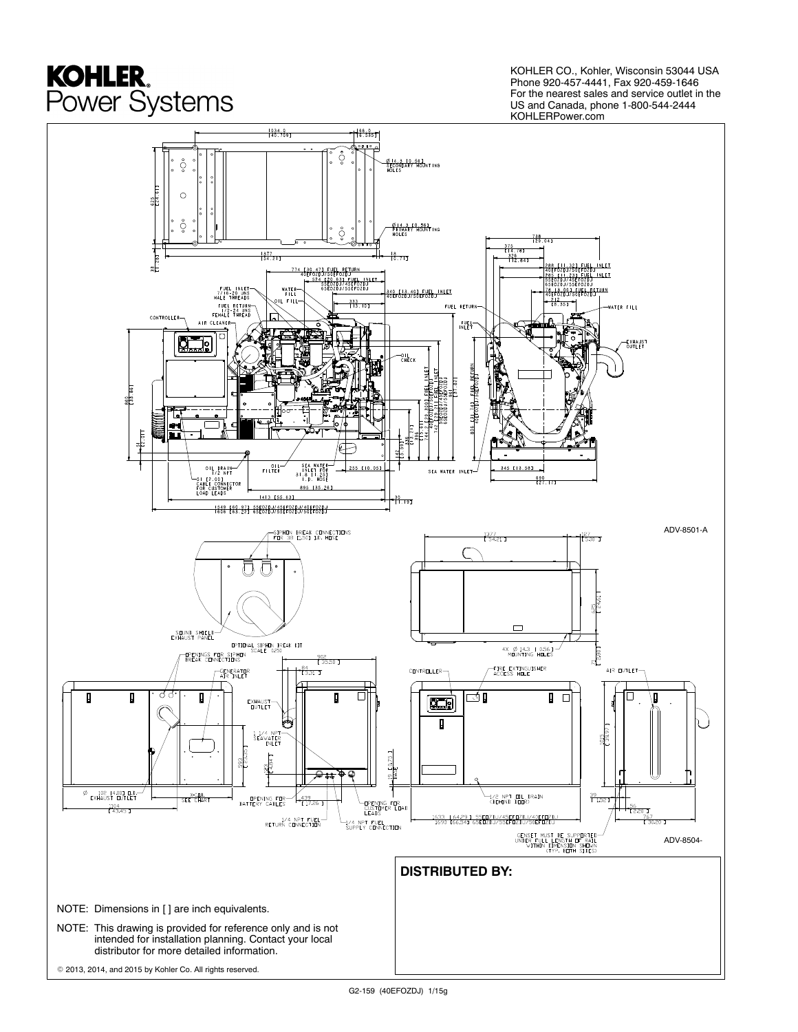**KOHLER** Power Systems

KOHLER CO., Kohler, Wisconsin 53044 USA
Phone 920-457-4441, Fax 920-459-1646
For the nearest sales and service outlet in the US and Canada, phone 1-800-544-2444
KOHLERPower.com

ADV-8501-A

ADV-8504-

**DISTRIBUTED BY:**

NOTE: Dimensions in [ ] are inch equivalents.

NOTE: This drawing is provided for reference only and is not intended for installation planning. Contact your local distributor for more detailed information.

© 2013, 2014, and 2015 by Kohler Co. All rights reserved.

G2-159 (40EFOZDJ) 1/15g